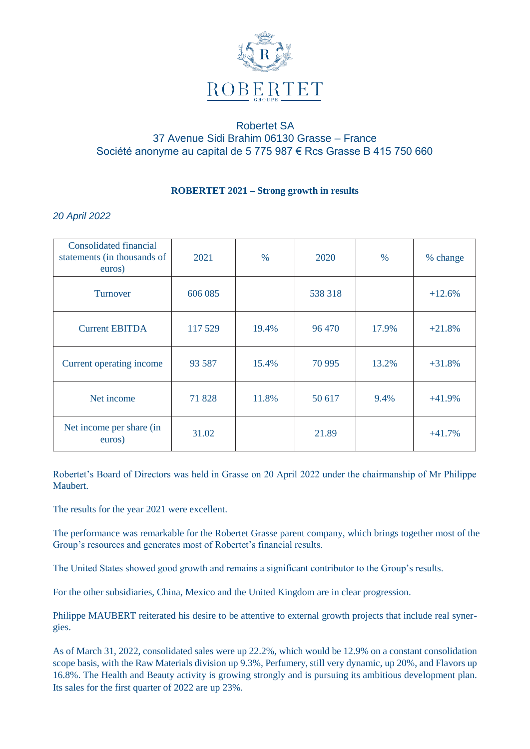ROBERTET GROUPE

Robertet SA
37 Avenue Sidi Brahim 06130 Grasse – France
Société anonyme au capital de 5 775 987 € Rcs Grasse B 415 750 660

**ROBERTET 2021 – Strong growth in results**

*20 April 2022*

| Consolidated financial statements (in thousands of euros) | 2021 | % | 2020 | % | % change |
|---|---|---|---|---|---|
| Turnover | 606 085 | | 538 318 | | +12.6% |
| Current EBITDA | 117 529 | 19.4% | 96 470 | 17.9% | +21.8% |
| Current operating income | 93 587 | 15.4% | 70 995 | 13.2% | +31.8% |
| Net income | 71 828 | 11.8% | 50 617 | 9.4% | +41.9% |
| Net income per share (in euros) | 31.02 | | 21.89 | | +41.7% |

Robertet's Board of Directors was held in Grasse on 20 April 2022 under the chairmanship of Mr Philippe Maubert.

The results for the year 2021 were excellent.

The performance was remarkable for the Robertet Grasse parent company, which brings together most of the Group's resources and generates most of Robertet's financial results.

The United States showed good growth and remains a significant contributor to the Group's results.

For the other subsidiaries, China, Mexico and the United Kingdom are in clear progression.

Philippe MAUBERT reiterated his desire to be attentive to external growth projects that include real synergies.

As of March 31, 2022, consolidated sales were up 22.2%, which would be 12.9% on a constant consolidation scope basis, with the Raw Materials division up 9.3%, Perfumery, still very dynamic, up 20%, and Flavors up 16.8%. The Health and Beauty activity is growing strongly and is pursuing its ambitious development plan. Its sales for the first quarter of 2022 are up 23%.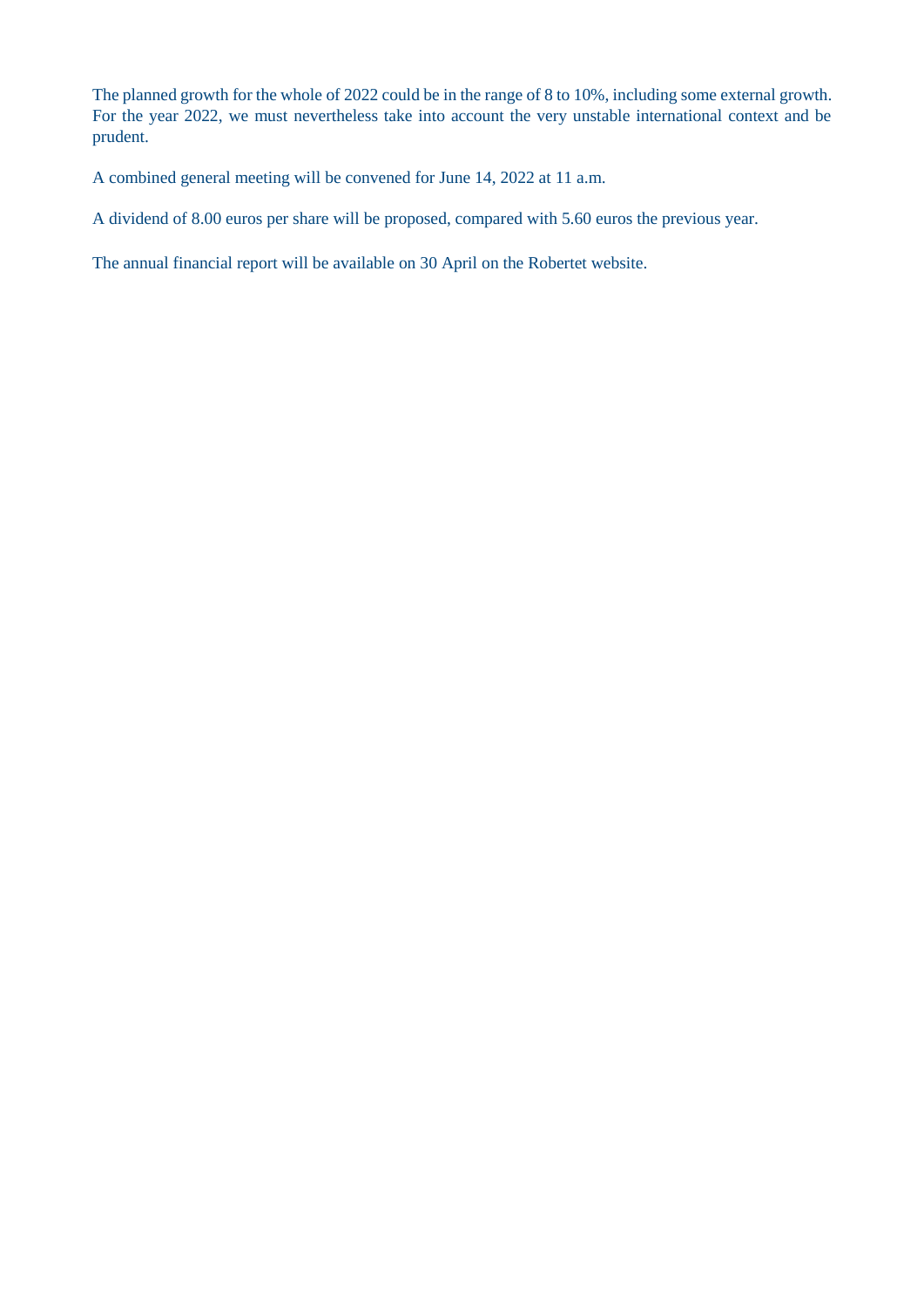The planned growth for the whole of 2022 could be in the range of 8 to 10%, including some external growth. For the year 2022, we must nevertheless take into account the very unstable international context and be prudent.

A combined general meeting will be convened for June 14, 2022 at 11 a.m.

A dividend of 8.00 euros per share will be proposed, compared with 5.60 euros the previous year.

The annual financial report will be available on 30 April on the Robertet website.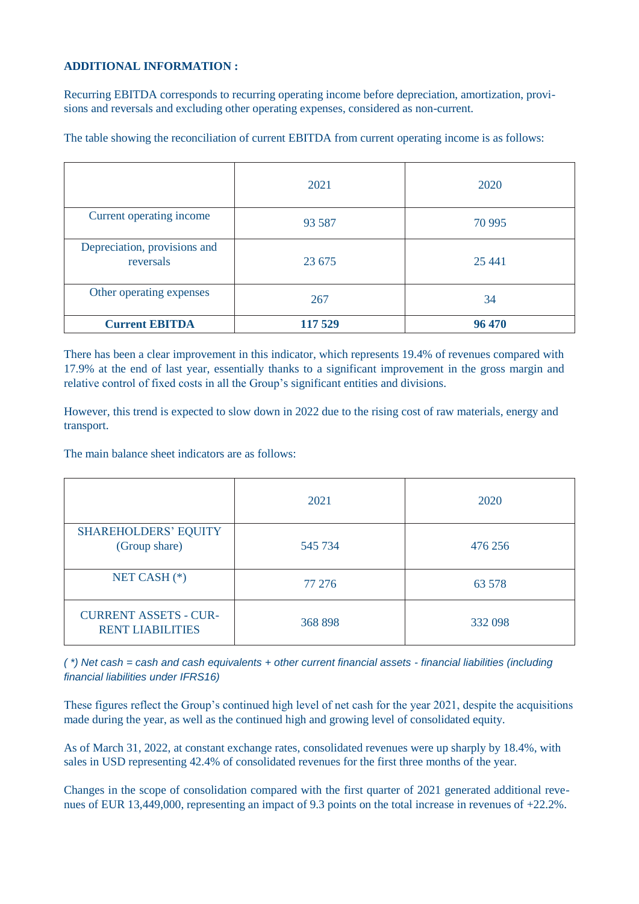**ADDITIONAL INFORMATION :**

Recurring EBITDA corresponds to recurring operating income before depreciation, amortization, provisions and reversals and excluding other operating expenses, considered as non-current.

The table showing the reconciliation of current EBITDA from current operating income is as follows:

| | 2021 | 2020 |
|---|---|---|
| Current operating income | 93 587 | 70 995 |
| Depreciation, provisions and reversals | 23 675 | 25 441 |
| Other operating expenses | 267 | 34 |
| **Current EBITDA** | **117 529** | **96 470** |

There has been a clear improvement in this indicator, which represents 19.4% of revenues compared with 17.9% at the end of last year, essentially thanks to a significant improvement in the gross margin and relative control of fixed costs in all the Group's significant entities and divisions.

However, this trend is expected to slow down in 2022 due to the rising cost of raw materials, energy and transport.

The main balance sheet indicators are as follows:

| | 2021 | 2020 |
|---|---|---|
| SHAREHOLDERS' EQUITY (Group share) | 545 734 | 476 256 |
| NET CASH (*) | 77 276 | 63 578 |
| CURRENT ASSETS - CURRENT LIABILITIES | 368 898 | 332 098 |

*( *) Net cash = cash and cash equivalents + other current financial assets - financial liabilities (including financial liabilities under IFRS16)*

These figures reflect the Group's continued high level of net cash for the year 2021, despite the acquisitions made during the year, as well as the continued high and growing level of consolidated equity.

As of March 31, 2022, at constant exchange rates, consolidated revenues were up sharply by 18.4%, with sales in USD representing 42.4% of consolidated revenues for the first three months of the year.

Changes in the scope of consolidation compared with the first quarter of 2021 generated additional revenues of EUR 13,449,000, representing an impact of 9.3 points on the total increase in revenues of +22.2%.